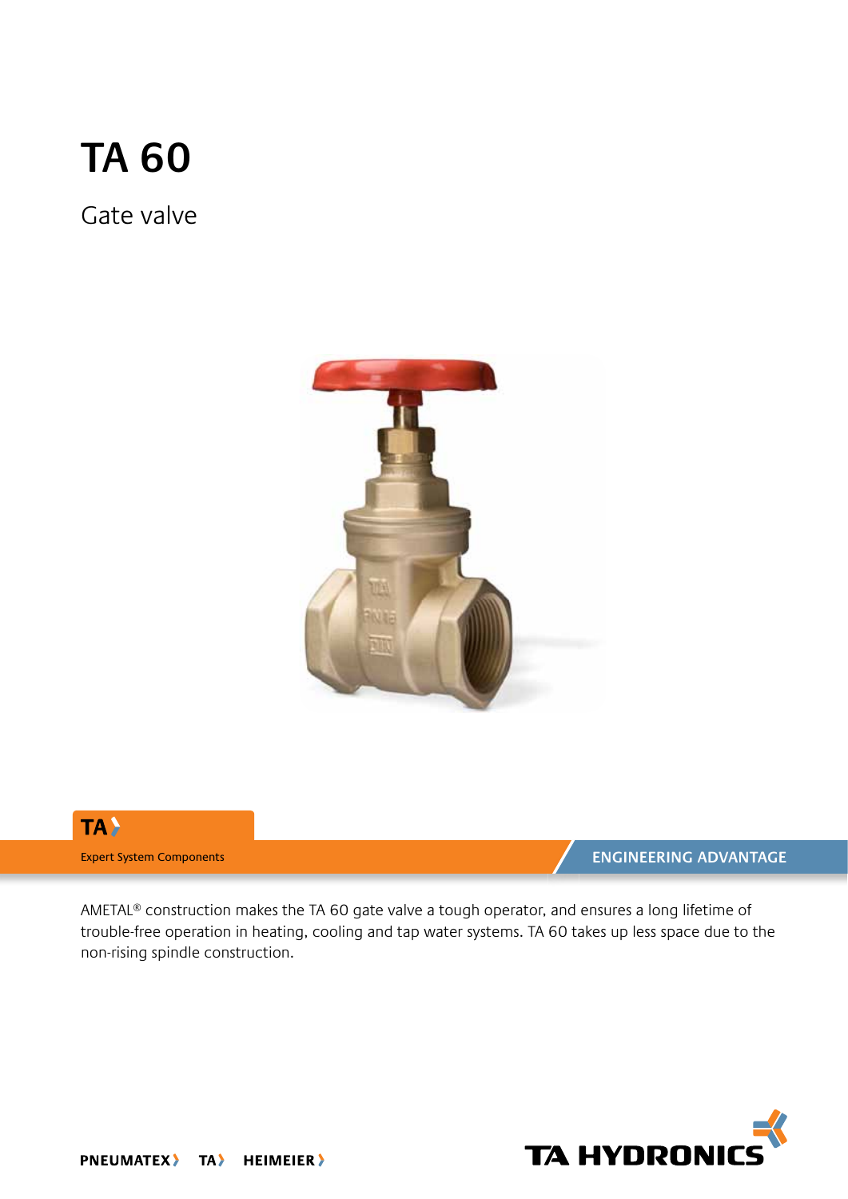# TA 60

## Gate valve

TA

Expert System Components

ENGINEERING ADVANTAGE

AMETAL® construction makes the TA 60 gate valve a tough operator, and ensures a long lifetime of trouble-free operation in heating, cooling and tap water systems. TA 60 takes up less space due to the non-rising spindle construction.

PNEUMATEX TA HEIMEIER

TA HYDRONICS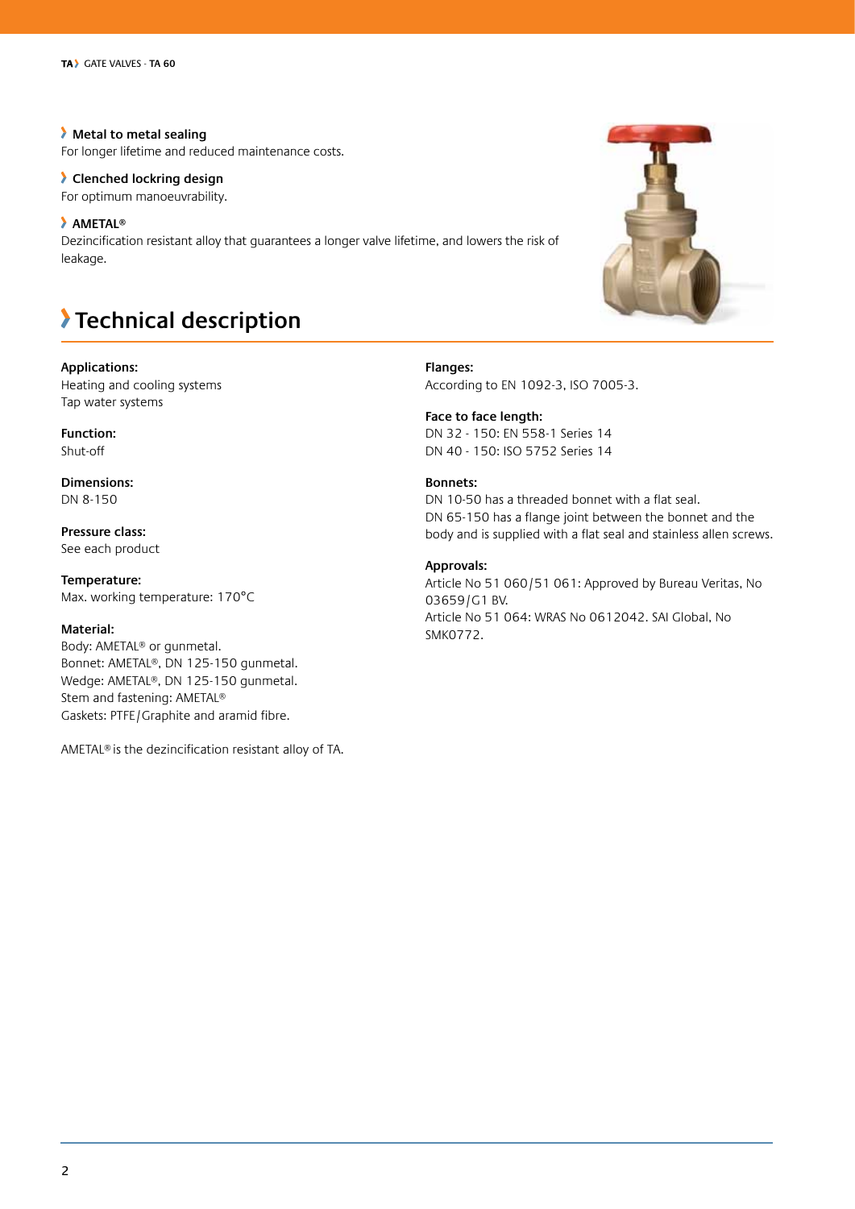### Metal to metal sealing
For longer lifetime and reduced maintenance costs.

### Clenched lockring design
For optimum manoeuvrability.

### AMETAL®
Dezincification resistant alloy that guarantees a longer valve lifetime, and lowers the risk of leakage.

# Technical description

**Applications:**
Heating and cooling systems
Tap water systems

**Function:**
Shut-off

**Dimensions:**
DN 8-150

**Pressure class:**
See each product

**Temperature:**
Max. working temperature: 170°C

**Material:**
Body: AMETAL® or gunmetal.
Bonnet: AMETAL®, DN 125-150 gunmetal.
Wedge: AMETAL®, DN 125-150 gunmetal.
Stem and fastening: AMETAL®
Gaskets: PTFE/Graphite and aramid fibre.

AMETAL® is the dezincification resistant alloy of TA.

**Flanges:**
According to EN 1092-3, ISO 7005-3.

**Face to face length:**
DN 32 - 150: EN 558-1 Series 14
DN 40 - 150: ISO 5752 Series 14

**Bonnets:**
DN 10-50 has a threaded bonnet with a flat seal.
DN 65-150 has a flange joint between the bonnet and the body and is supplied with a flat seal and stainless allen screws.

**Approvals:**
Article No 51 060/51 061: Approved by Bureau Veritas, No 03659/G1 BV.
Article No 51 064: WRAS No 0612042. SAI Global, No SMK0772.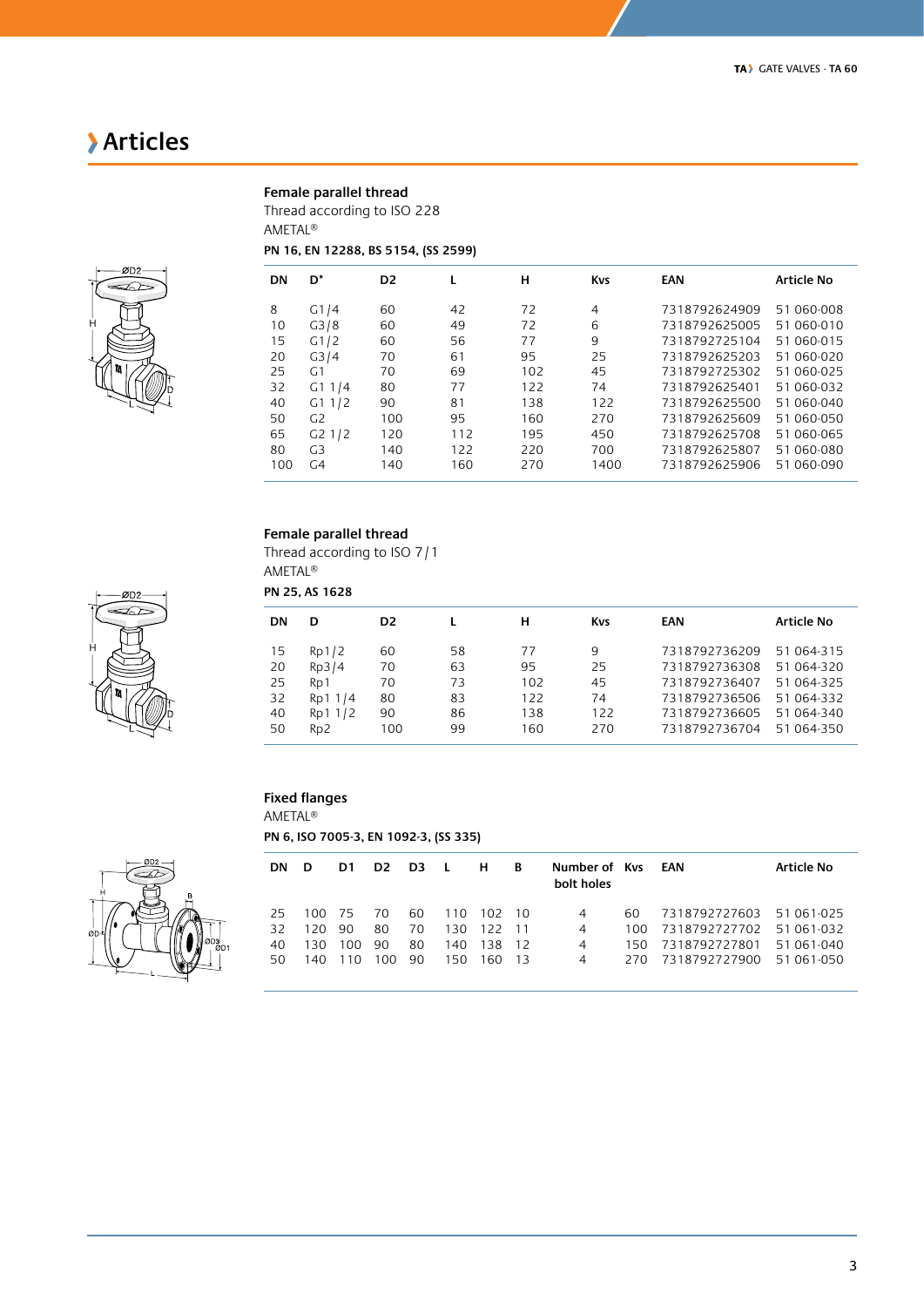## Articles

**Female parallel thread**
Thread according to ISO 228
AMETAL®

**PN 16, EN 12288, BS 5154, (SS 2599)**

| DN | D* | D2 | L | H | Kvs | EAN | Article No |
|---|---|---|---|---|---|---|---|
| 8 | G1/4 | 60 | 42 | 72 | 4 | 7318792624909 | 51 060-008 |
| 10 | G3/8 | 60 | 49 | 72 | 6 | 7318792625005 | 51 060-010 |
| 15 | G1/2 | 60 | 56 | 77 | 9 | 7318792725104 | 51 060-015 |
| 20 | G3/4 | 70 | 61 | 95 | 25 | 7318792625203 | 51 060-020 |
| 25 | G1 | 70 | 69 | 102 | 45 | 7318792725302 | 51 060-025 |
| 32 | G1 1/4 | 80 | 77 | 122 | 74 | 7318792625401 | 51 060-032 |
| 40 | G1 1/2 | 90 | 81 | 138 | 122 | 7318792625500 | 51 060-040 |
| 50 | G2 | 100 | 95 | 160 | 270 | 7318792625609 | 51 060-050 |
| 65 | G2 1/2 | 120 | 112 | 195 | 450 | 7318792625708 | 51 060-065 |
| 80 | G3 | 140 | 122 | 220 | 700 | 7318792625807 | 51 060-080 |
| 100 | G4 | 140 | 160 | 270 | 1400 | 7318792625906 | 51 060-090 |

**Female parallel thread**
Thread according to ISO 7/1
AMETAL®

**PN 25, AS 1628**

| DN | D | D2 | L | H | Kvs | EAN | Article No |
|---|---|---|---|---|---|---|---|
| 15 | Rp1/2 | 60 | 58 | 77 | 9 | 7318792736209 | 51 064-315 |
| 20 | Rp3/4 | 70 | 63 | 95 | 25 | 7318792736308 | 51 064-320 |
| 25 | Rp1 | 70 | 73 | 102 | 45 | 7318792736407 | 51 064-325 |
| 32 | Rp1 1/4 | 80 | 83 | 122 | 74 | 7318792736506 | 51 064-332 |
| 40 | Rp1 1/2 | 90 | 86 | 138 | 122 | 7318792736605 | 51 064-340 |
| 50 | Rp2 | 100 | 99 | 160 | 270 | 7318792736704 | 51 064-350 |

**Fixed flanges**
AMETAL®

**PN 6, ISO 7005-3, EN 1092-3, (SS 335)**

| DN | D | D1 | D2 | D3 | L | H | B | Number of bolt holes | Kvs | EAN | Article No |
|---|---|---|---|---|---|---|---|---|---|---|---|
| 25 | 100 | 75 | 70 | 60 | 110 | 102 | 10 | 4 | 60 | 7318792727603 | 51 061-025 |
| 32 | 120 | 90 | 80 | 70 | 130 | 122 | 11 | 4 | 100 | 7318792727702 | 51 061-032 |
| 40 | 130 | 100 | 90 | 80 | 140 | 138 | 12 | 4 | 150 | 7318792727801 | 51 061-040 |
| 50 | 140 | 110 | 100 | 90 | 150 | 160 | 13 | 4 | 270 | 7318792727900 | 51 061-050 |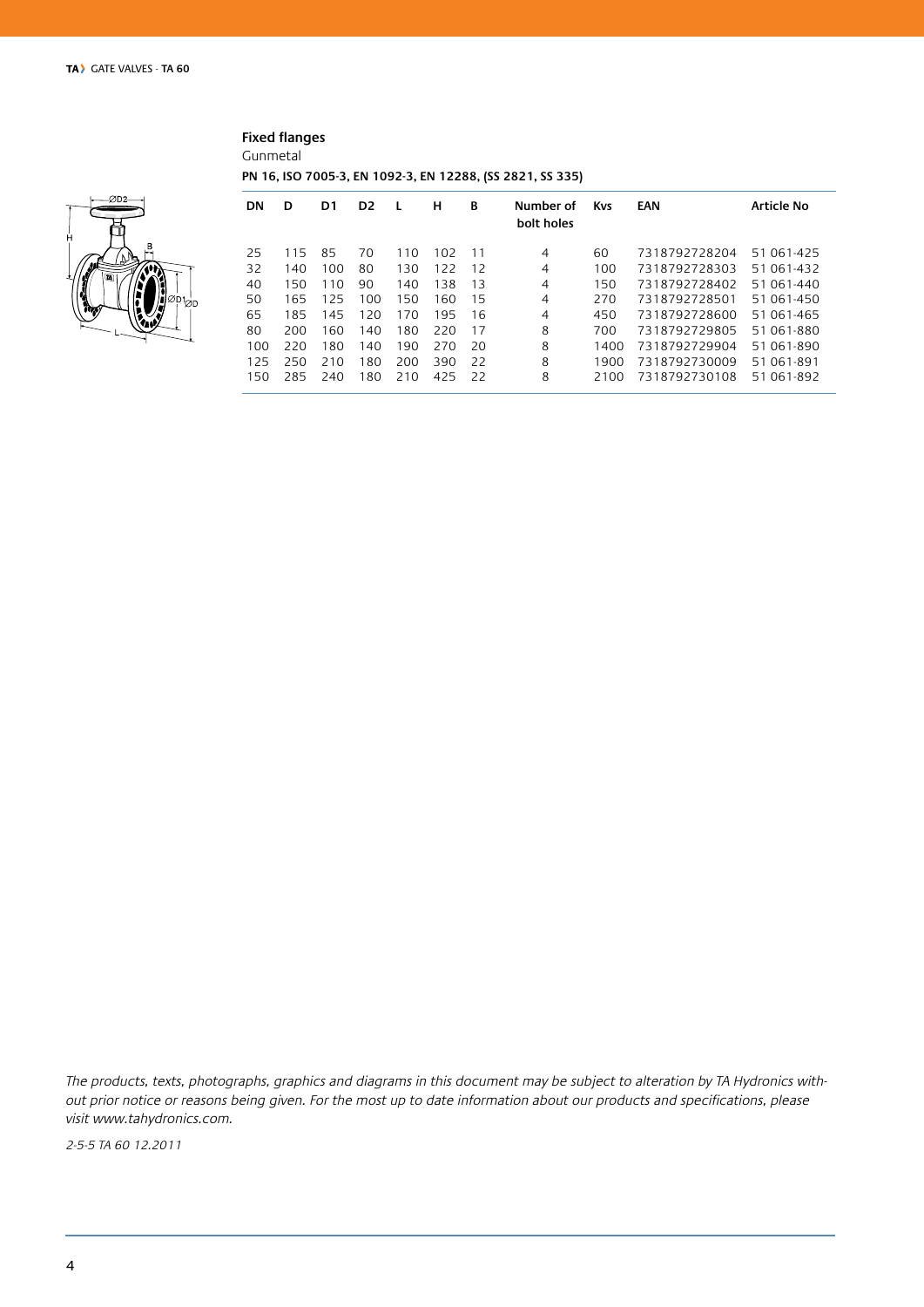### Fixed flanges

Gunmetal

**PN 16, ISO 7005-3, EN 1092-3, EN 12288, (SS 2821, SS 335)**

| DN | D | D1 | D2 | L | H | B | Number of bolt holes | Kvs | EAN | Article No |
|---|---|---|---|---|---|---|---|---|---|---|
| 25 | 115 | 85 | 70 | 110 | 102 | 11 | 4 | 60 | 7318792728204 | 51 061-425 |
| 32 | 140 | 100 | 80 | 130 | 122 | 12 | 4 | 100 | 7318792728303 | 51 061-432 |
| 40 | 150 | 110 | 90 | 140 | 138 | 13 | 4 | 150 | 7318792728402 | 51 061-440 |
| 50 | 165 | 125 | 100 | 150 | 160 | 15 | 4 | 270 | 7318792728501 | 51 061-450 |
| 65 | 185 | 145 | 120 | 170 | 195 | 16 | 4 | 450 | 7318792728600 | 51 061-465 |
| 80 | 200 | 160 | 140 | 180 | 220 | 17 | 8 | 700 | 7318792729805 | 51 061-880 |
| 100 | 220 | 180 | 140 | 190 | 270 | 20 | 8 | 1400 | 7318792729904 | 51 061-890 |
| 125 | 250 | 210 | 180 | 200 | 390 | 22 | 8 | 1900 | 7318792730009 | 51 061-891 |
| 150 | 285 | 240 | 180 | 210 | 425 | 22 | 8 | 2100 | 7318792730108 | 51 061-892 |

*The products, texts, photographs, graphics and diagrams in this document may be subject to alteration by TA Hydronics without prior notice or reasons being given. For the most up to date information about our products and specifications, please visit www.tahydronics.com.*

*2-5-5 TA 60 12.2011*